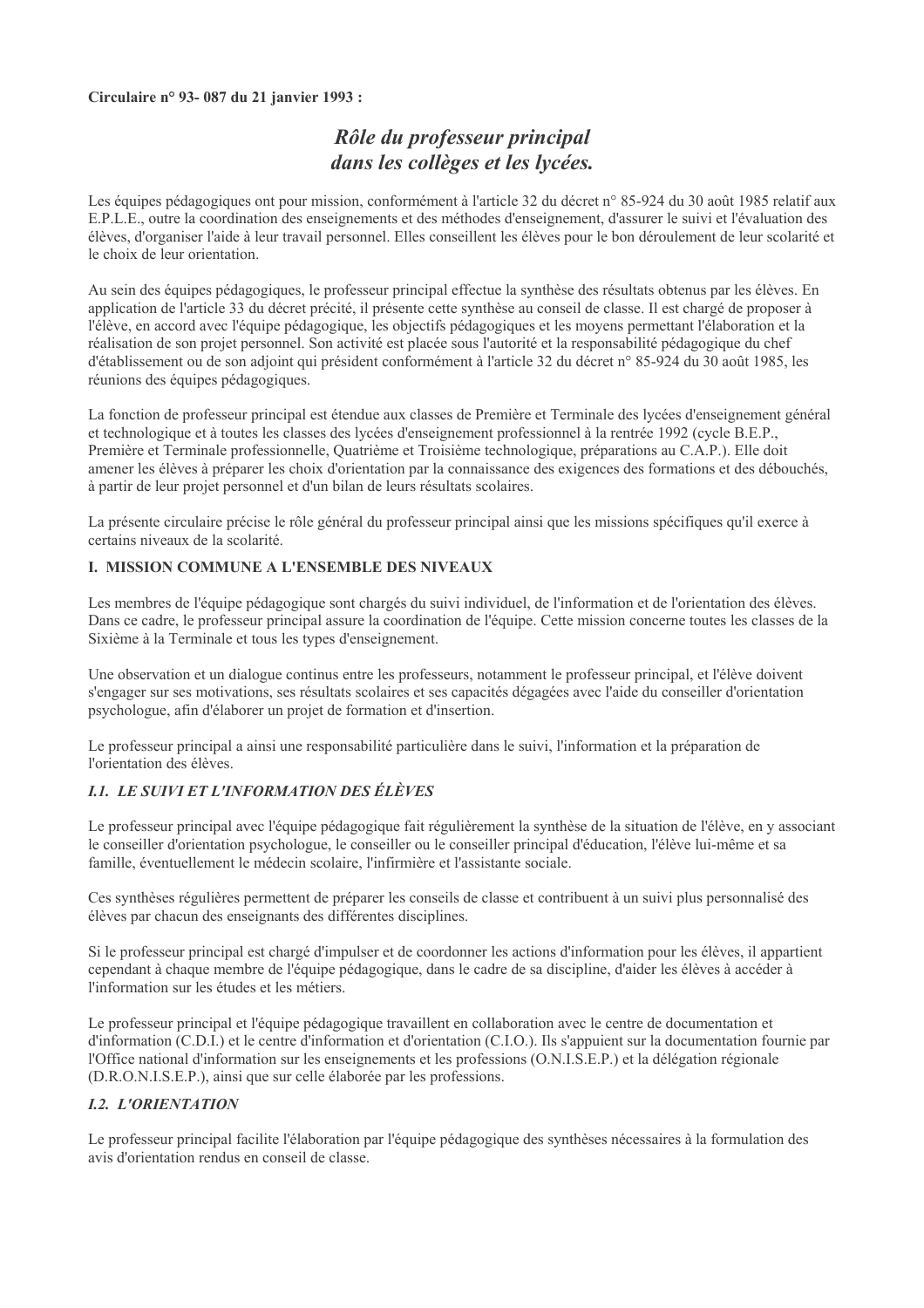**Circulaire n° 93- 087 du 21 janvier 1993 :**

# *Rôle du professeur principal dans les collèges et les lycées.*

Les équipes pédagogiques ont pour mission, conformément à l'article 32 du décret n° 85-924 du 30 août 1985 relatif aux E.P.L.E., outre la coordination des enseignements et des méthodes d'enseignement, d'assurer le suivi et l'évaluation des élèves, d'organiser l'aide à leur travail personnel. Elles conseillent les élèves pour le bon déroulement de leur scolarité et le choix de leur orientation.

Au sein des équipes pédagogiques, le professeur principal effectue la synthèse des résultats obtenus par les élèves. En application de l'article 33 du décret précité, il présente cette synthèse au conseil de classe. Il est chargé de proposer à l'élève, en accord avec l'équipe pédagogique, les objectifs pédagogiques et les moyens permettant l'élaboration et la réalisation de son projet personnel. Son activité est placée sous l'autorité et la responsabilité pédagogique du chef d'établissement ou de son adjoint qui président conformément à l'article 32 du décret n° 85-924 du 30 août 1985, les réunions des équipes pédagogiques.

La fonction de professeur principal est étendue aux classes de Première et Terminale des lycées d'enseignement général et technologique et à toutes les classes des lycées d'enseignement professionnel à la rentrée 1992 (cycle B.E.P., Première et Terminale professionnelle, Quatrième et Troisième technologique, préparations au C.A.P.). Elle doit amener les élèves à préparer les choix d'orientation par la connaissance des exigences des formations et des débouchés, à partir de leur projet personnel et d'un bilan de leurs résultats scolaires.

La présente circulaire précise le rôle général du professeur principal ainsi que les missions spécifiques qu'il exerce à certains niveaux de la scolarité.

## I. MISSION COMMUNE A L'ENSEMBLE DES NIVEAUX

Les membres de l'équipe pédagogique sont chargés du suivi individuel, de l'information et de l'orientation des élèves. Dans ce cadre, le professeur principal assure la coordination de l'équipe. Cette mission concerne toutes les classes de la Sixième à la Terminale et tous les types d'enseignement.

Une observation et un dialogue continus entre les professeurs, notamment le professeur principal, et l'élève doivent s'engager sur ses motivations, ses résultats scolaires et ses capacités dégagées avec l'aide du conseiller d'orientation psychologue, afin d'élaborer un projet de formation et d'insertion.

Le professeur principal a ainsi une responsabilité particulière dans le suivi, l'information et la préparation de l'orientation des élèves.

### *I.1. LE SUIVI ET L'INFORMATION DES ÉLÈVES*

Le professeur principal avec l'équipe pédagogique fait régulièrement la synthèse de la situation de l'élève, en y associant le conseiller d'orientation psychologue, le conseiller ou le conseiller principal d'éducation, l'élève lui-même et sa famille, éventuellement le médecin scolaire, l'infirmière et l'assistante sociale.

Ces synthèses régulières permettent de préparer les conseils de classe et contribuent à un suivi plus personnalisé des élèves par chacun des enseignants des différentes disciplines.

Si le professeur principal est chargé d'impulser et de coordonner les actions d'information pour les élèves, il appartient cependant à chaque membre de l'équipe pédagogique, dans le cadre de sa discipline, d'aider les élèves à accéder à l'information sur les études et les métiers.

Le professeur principal et l'équipe pédagogique travaillent en collaboration avec le centre de documentation et d'information (C.D.I.) et le centre d'information et d'orientation (C.I.O.). Ils s'appuient sur la documentation fournie par l'Office national d'information sur les enseignements et les professions (O.N.I.S.E.P.) et la délégation régionale (D.R.O.N.I.S.E.P.), ainsi que sur celle élaborée par les professions.

### *I.2. L'ORIENTATION*

Le professeur principal facilite l'élaboration par l'équipe pédagogique des synthèses nécessaires à la formulation des avis d'orientation rendus en conseil de classe.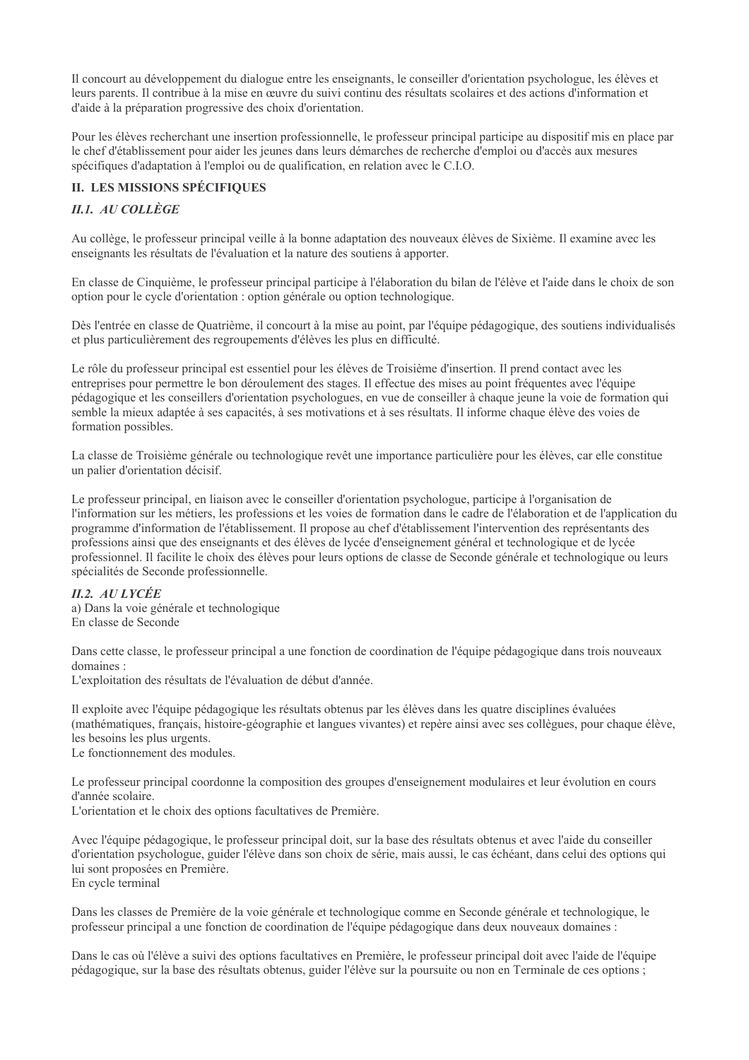Il concourt au développement du dialogue entre les enseignants, le conseiller d'orientation psychologue, les élèves et leurs parents. Il contribue à la mise en œuvre du suivi continu des résultats scolaires et des actions d'information et d'aide à la préparation progressive des choix d'orientation.

Pour les élèves recherchant une insertion professionnelle, le professeur principal participe au dispositif mis en place par le chef d'établissement pour aider les jeunes dans leurs démarches de recherche d'emploi ou d'accès aux mesures spécifiques d'adaptation à l'emploi ou de qualification, en relation avec le C.I.O.

## II. LES MISSIONS SPÉCIFIQUES

### *II.1. AU COLLÈGE*

Au collège, le professeur principal veille à la bonne adaptation des nouveaux élèves de Sixième. Il examine avec les enseignants les résultats de l'évaluation et la nature des soutiens à apporter.

En classe de Cinquième, le professeur principal participe à l'élaboration du bilan de l'élève et l'aide dans le choix de son option pour le cycle d'orientation : option générale ou option technologique.

Dès l'entrée en classe de Quatrième, il concourt à la mise au point, par l'équipe pédagogique, des soutiens individualisés et plus particulièrement des regroupements d'élèves les plus en difficulté.

Le rôle du professeur principal est essentiel pour les élèves de Troisième d'insertion. Il prend contact avec les entreprises pour permettre le bon déroulement des stages. Il effectue des mises au point fréquentes avec l'équipe pédagogique et les conseillers d'orientation psychologues, en vue de conseiller à chaque jeune la voie de formation qui semble la mieux adaptée à ses capacités, à ses motivations et à ses résultats. Il informe chaque élève des voies de formation possibles.

La classe de Troisième générale ou technologique revêt une importance particulière pour les élèves, car elle constitue un palier d'orientation décisif.

Le professeur principal, en liaison avec le conseiller d'orientation psychologue, participe à l'organisation de l'information sur les métiers, les professions et les voies de formation dans le cadre de l'élaboration et de l'application du programme d'information de l'établissement. Il propose au chef d'établissement l'intervention des représentants des professions ainsi que des enseignants et des élèves de lycée d'enseignement général et technologique et de lycée professionnel. Il facilite le choix des élèves pour leurs options de classe de Seconde générale et technologique ou leurs spécialités de Seconde professionnelle.

### *II.2. AU LYCÉE*

a) Dans la voie générale et technologique
En classe de Seconde

Dans cette classe, le professeur principal a une fonction de coordination de l'équipe pédagogique dans trois nouveaux domaines :
L'exploitation des résultats de l'évaluation de début d'année.

Il exploite avec l'équipe pédagogique les résultats obtenus par les élèves dans les quatre disciplines évaluées (mathématiques, français, histoire-géographie et langues vivantes) et repère ainsi avec ses collègues, pour chaque élève, les besoins les plus urgents.
Le fonctionnement des modules.

Le professeur principal coordonne la composition des groupes d'enseignement modulaires et leur évolution en cours d'année scolaire.
L'orientation et le choix des options facultatives de Première.

Avec l'équipe pédagogique, le professeur principal doit, sur la base des résultats obtenus et avec l'aide du conseiller d'orientation psychologue, guider l'élève dans son choix de série, mais aussi, le cas échéant, dans celui des options qui lui sont proposées en Première.
En cycle terminal

Dans les classes de Première de la voie générale et technologique comme en Seconde générale et technologique, le professeur principal a une fonction de coordination de l'équipe pédagogique dans deux nouveaux domaines :

Dans le cas où l'élève a suivi des options facultatives en Première, le professeur principal doit avec l'aide de l'équipe pédagogique, sur la base des résultats obtenus, guider l'élève sur la poursuite ou non en Terminale de ces options ;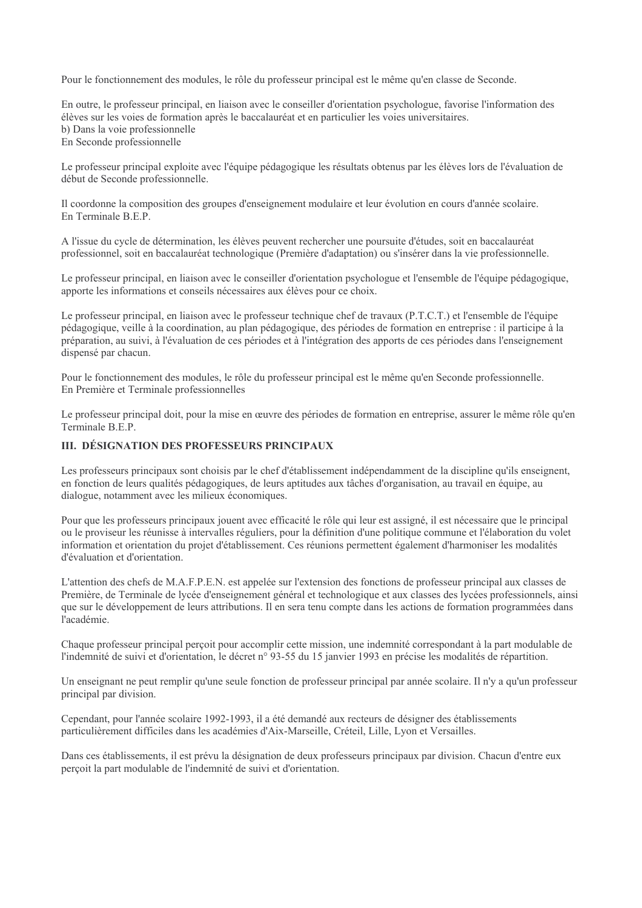Pour le fonctionnement des modules, le rôle du professeur principal est le même qu'en classe de Seconde.

En outre, le professeur principal, en liaison avec le conseiller d'orientation psychologue, favorise l'information des élèves sur les voies de formation après le baccalauréat et en particulier les voies universitaires.

b) Dans la voie professionnelle

En Seconde professionnelle

Le professeur principal exploite avec l'équipe pédagogique les résultats obtenus par les élèves lors de l'évaluation de début de Seconde professionnelle.

Il coordonne la composition des groupes d'enseignement modulaire et leur évolution en cours d'année scolaire.

En Terminale B.E.P.

A l'issue du cycle de détermination, les élèves peuvent rechercher une poursuite d'études, soit en baccalauréat professionnel, soit en baccalauréat technologique (Première d'adaptation) ou s'insérer dans la vie professionnelle.

Le professeur principal, en liaison avec le conseiller d'orientation psychologue et l'ensemble de l'équipe pédagogique, apporte les informations et conseils nécessaires aux élèves pour ce choix.

Le professeur principal, en liaison avec le professeur technique chef de travaux (P.T.C.T.) et l'ensemble de l'équipe pédagogique, veille à la coordination, au plan pédagogique, des périodes de formation en entreprise : il participe à la préparation, au suivi, à l'évaluation de ces périodes et à l'intégration des apports de ces périodes dans l'enseignement dispensé par chacun.

Pour le fonctionnement des modules, le rôle du professeur principal est le même qu'en Seconde professionnelle.

En Première et Terminale professionnelles

Le professeur principal doit, pour la mise en œuvre des périodes de formation en entreprise, assurer le même rôle qu'en Terminale B.E.P.

## III. DÉSIGNATION DES PROFESSEURS PRINCIPAUX

Les professeurs principaux sont choisis par le chef d'établissement indépendamment de la discipline qu'ils enseignent, en fonction de leurs qualités pédagogiques, de leurs aptitudes aux tâches d'organisation, au travail en équipe, au dialogue, notamment avec les milieux économiques.

Pour que les professeurs principaux jouent avec efficacité le rôle qui leur est assigné, il est nécessaire que le principal ou le proviseur les réunisse à intervalles réguliers, pour la définition d'une politique commune et l'élaboration du volet information et orientation du projet d'établissement. Ces réunions permettent également d'harmoniser les modalités d'évaluation et d'orientation.

L'attention des chefs de M.A.F.P.E.N. est appelée sur l'extension des fonctions de professeur principal aux classes de Première, de Terminale de lycée d'enseignement général et technologique et aux classes des lycées professionnels, ainsi que sur le développement de leurs attributions. Il en sera tenu compte dans les actions de formation programmées dans l'académie.

Chaque professeur principal perçoit pour accomplir cette mission, une indemnité correspondant à la part modulable de l'indemnité de suivi et d'orientation, le décret n° 93-55 du 15 janvier 1993 en précise les modalités de répartition.

Un enseignant ne peut remplir qu'une seule fonction de professeur principal par année scolaire. Il n'y a qu'un professeur principal par division.

Cependant, pour l'année scolaire 1992-1993, il a été demandé aux recteurs de désigner des établissements particulièrement difficiles dans les académies d'Aix-Marseille, Créteil, Lille, Lyon et Versailles.

Dans ces établissements, il est prévu la désignation de deux professeurs principaux par division. Chacun d'entre eux perçoit la part modulable de l'indemnité de suivi et d'orientation.